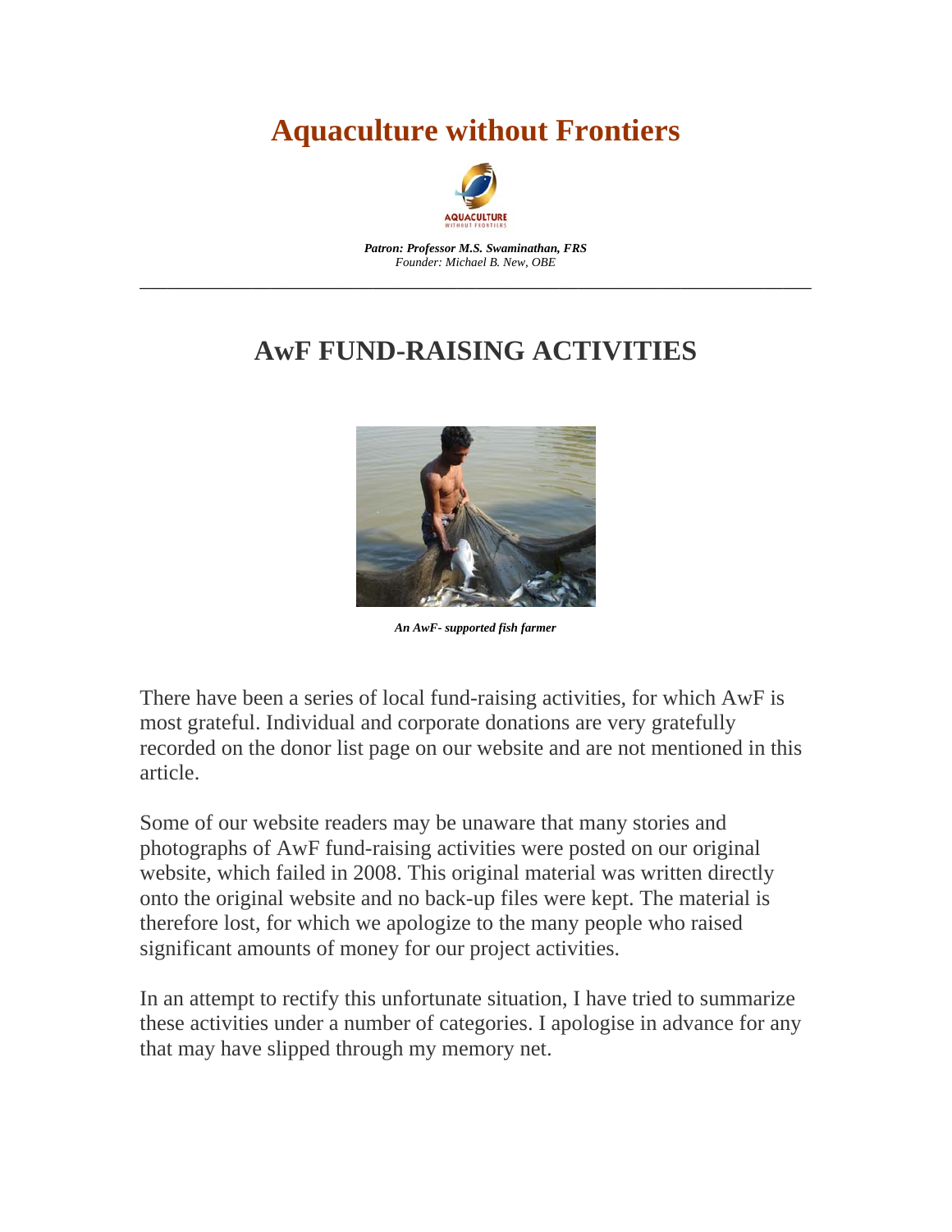# Aquaculture without Frontiers

***Patron: Professor M.S. Swaminathan, FRS***
*Founder: Michael B. New, OBE*

---

## AwF FUND-RAISING ACTIVITIES

***An AwF- supported fish farmer***

There have been a series of local fund-raising activities, for which AwF is most grateful. Individual and corporate donations are very gratefully recorded on the donor list page on our website and are not mentioned in this article.

Some of our website readers may be unaware that many stories and photographs of AwF fund-raising activities were posted on our original website, which failed in 2008. This original material was written directly onto the original website and no back-up files were kept. The material is therefore lost, for which we apologize to the many people who raised significant amounts of money for our project activities.

In an attempt to rectify this unfortunate situation, I have tried to summarize these activities under a number of categories. I apologise in advance for any that may have slipped through my memory net.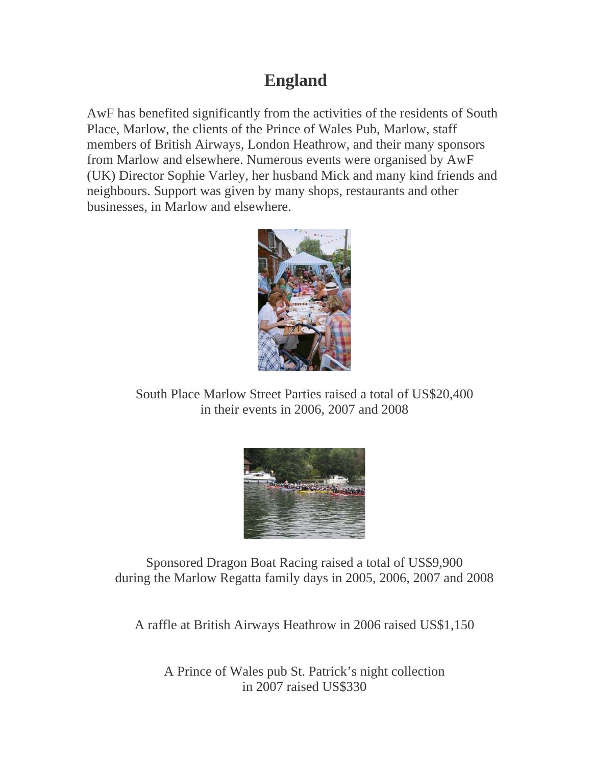# England

AwF has benefited significantly from the activities of the residents of South Place, Marlow, the clients of the Prince of Wales Pub, Marlow, staff members of British Airways, London Heathrow, and their many sponsors from Marlow and elsewhere. Numerous events were organised by AwF (UK) Director Sophie Varley, her husband Mick and many kind friends and neighbours. Support was given by many shops, restaurants and other businesses, in Marlow and elsewhere.

South Place Marlow Street Parties raised a total of US$20,400 in their events in 2006, 2007 and 2008

Sponsored Dragon Boat Racing raised a total of US$9,900 during the Marlow Regatta family days in 2005, 2006, 2007 and 2008

A raffle at British Airways Heathrow in 2006 raised US$1,150

A Prince of Wales pub St. Patrick's night collection in 2007 raised US$330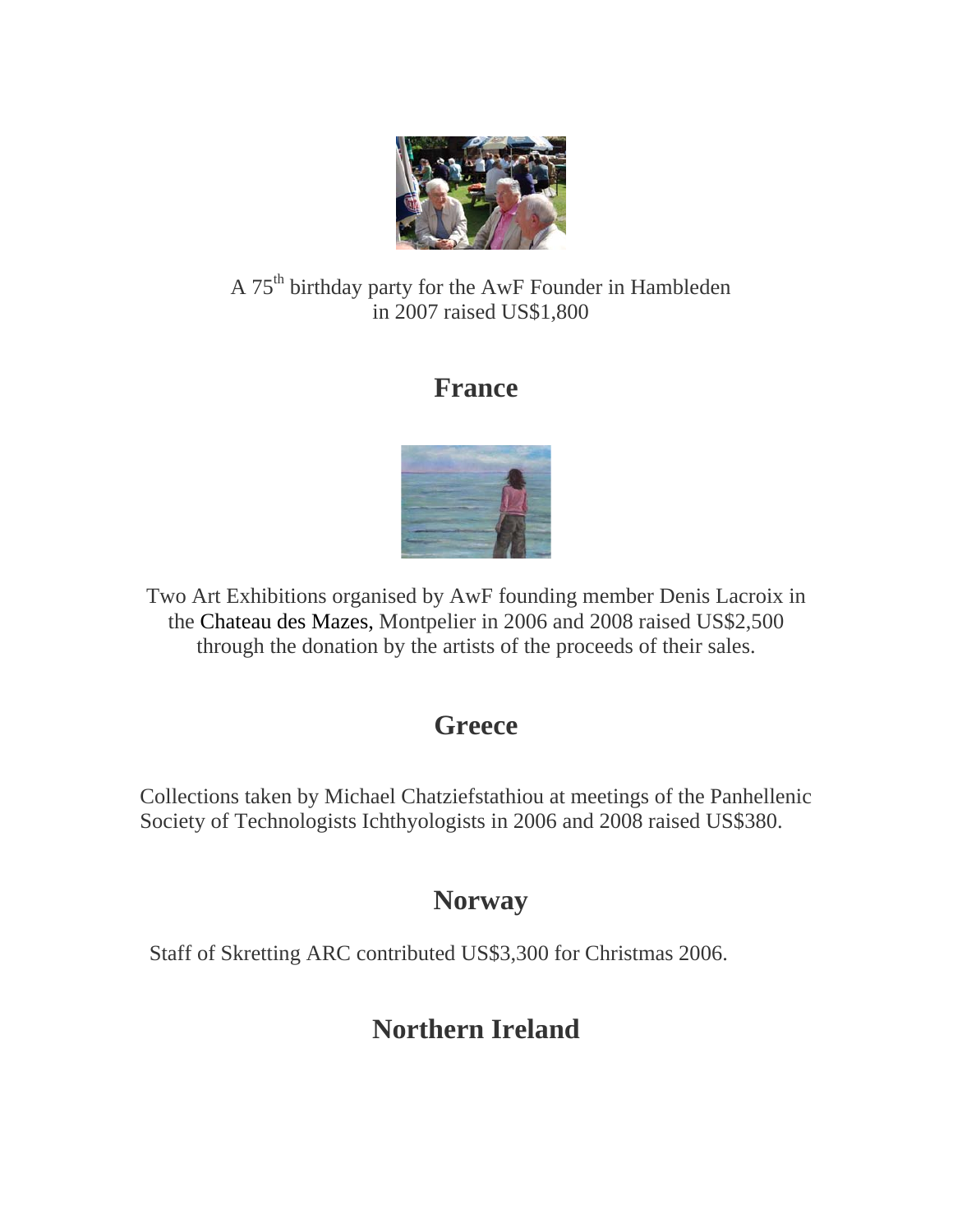A 75th birthday party for the AwF Founder in Hambleden in 2007 raised US$1,800

## France

Two Art Exhibitions organised by AwF founding member Denis Lacroix in the Chateau des Mazes, Montpelier in 2006 and 2008 raised US$2,500 through the donation by the artists of the proceeds of their sales.

## Greece

Collections taken by Michael Chatziefstathiou at meetings of the Panhellenic Society of Technologists Ichthyologists in 2006 and 2008 raised US$380.

## Norway

Staff of Skretting ARC contributed US$3,300 for Christmas 2006.

## Northern Ireland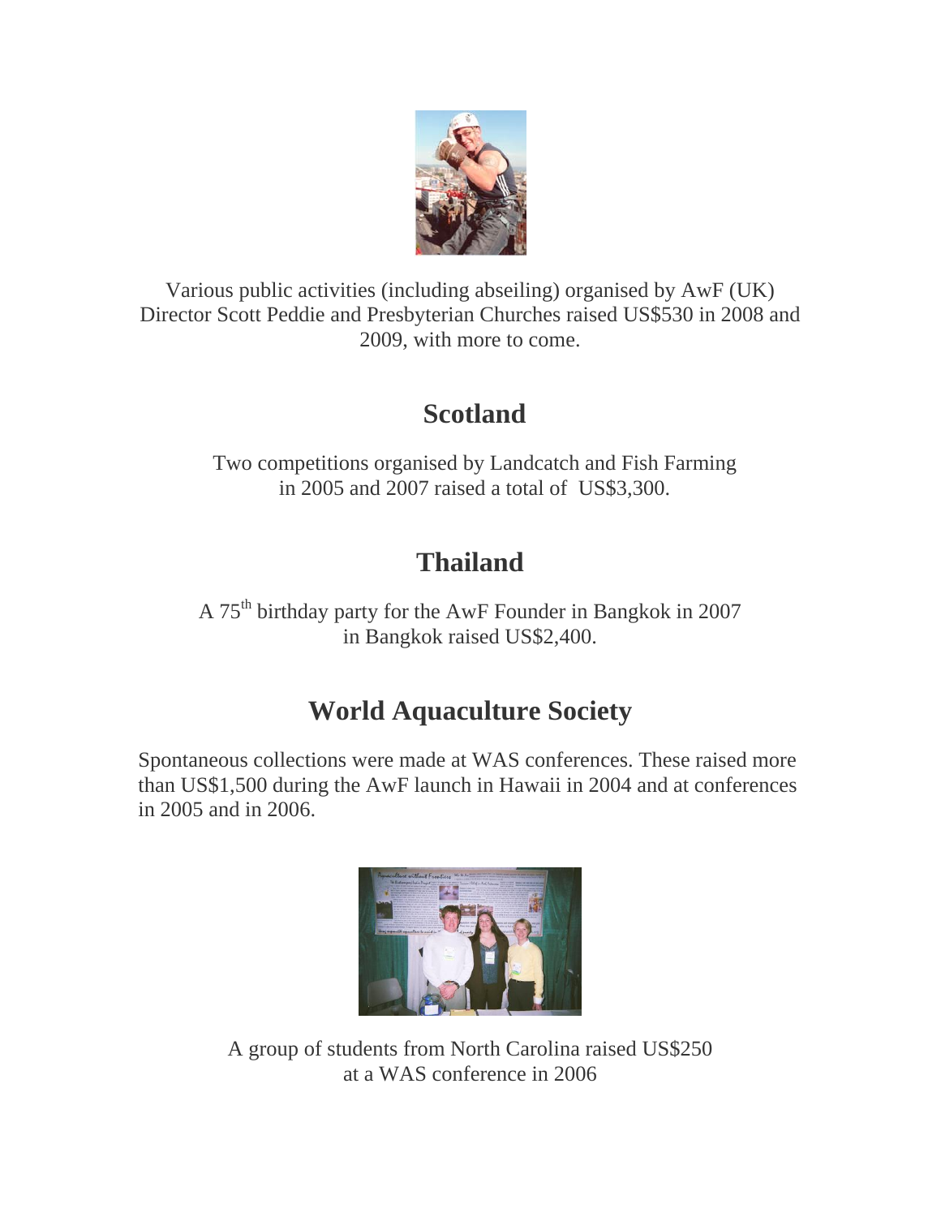Various public activities (including abseiling) organised by AwF (UK) Director Scott Peddie and Presbyterian Churches raised US$530 in 2008 and 2009, with more to come.

## Scotland

Two competitions organised by Landcatch and Fish Farming in 2005 and 2007 raised a total of US$3,300.

## Thailand

A 75th birthday party for the AwF Founder in Bangkok in 2007 in Bangkok raised US$2,400.

## World Aquaculture Society

Spontaneous collections were made at WAS conferences. These raised more than US$1,500 during the AwF launch in Hawaii in 2004 and at conferences in 2005 and in 2006.

A group of students from North Carolina raised US$250 at a WAS conference in 2006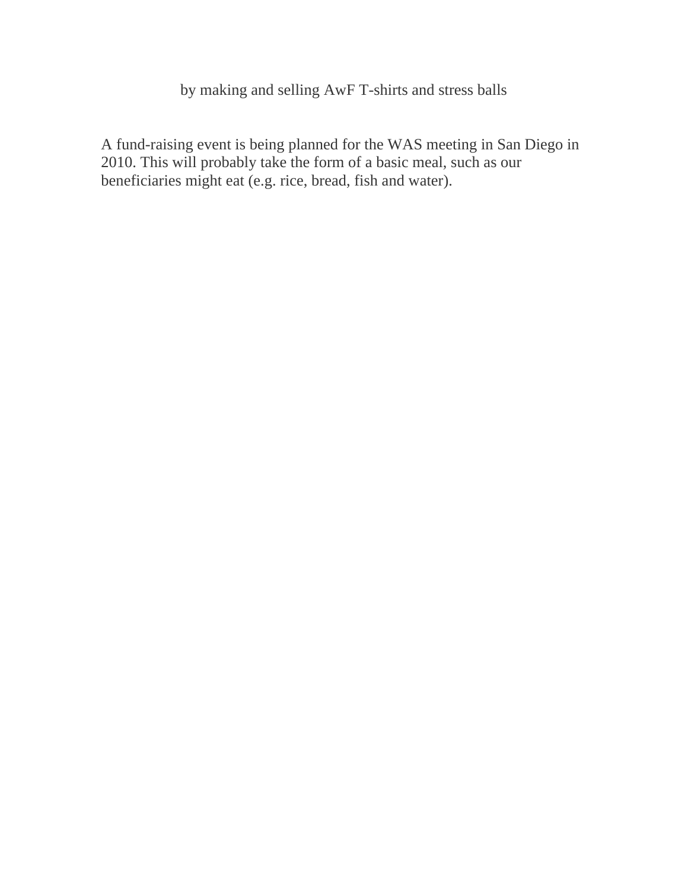by making and selling AwF T-shirts and stress balls

A fund-raising event is being planned for the WAS meeting in San Diego in 2010. This will probably take the form of a basic meal, such as our beneficiaries might eat (e.g. rice, bread, fish and water).